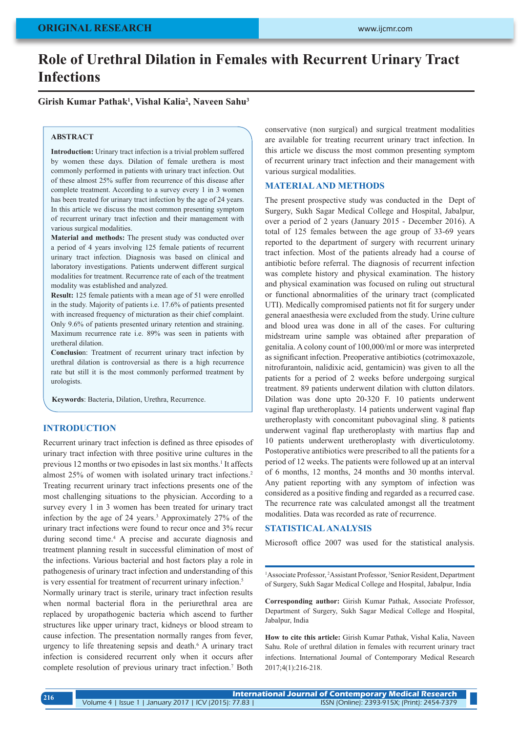ORIGINAL RESEARCH

# Role of Urethral Dilation in Females with Recurrent Urinary Tract Infections

**Girish Kumar Pathak[1], Vishal Kalia[2], Naveen Sahu[3]**

## ABSTRACT

**Introduction:** Urinary tract infection is a trivial problem suffered by women these days. Dilation of female urethera is most commonly performed in patients with urinary tract infection. Out of these almost 25% suffer from recurrence of this disease after complete treatment. According to a survey every 1 in 3 women has been treated for urinary tract infection by the age of 24 years. In this article we discuss the most common presenting symptom of recurrent urinary tract infection and their management with various surgical modalities.

**Material and methods:** The present study was conducted over a period of 4 years involving 125 female patients of recurrent urinary tract infection. Diagnosis was based on clinical and laboratory investigations. Patients underwent different surgical modalities for treatment. Recurrence rate of each of the treatment modality was established and analyzed.

**Result:** 125 female patients with a mean age of 51 were enrolled in the study. Majority of patients i.e. 17.6% of patients presented with increased frequency of micturation as their chief complaint. Only 9.6% of patients presented urinary retention and straining. Maximum recurrence rate i.e. 89% was seen in patients with uretheral dilation.

**Conclusion:** Treatment of recurrent urinary tract infection by urethral dilation is controversial as there is a high recurrence rate but still it is the most commonly performed treatment by urologists.

**Keywords:** Bacteria, Dilation, Urethra, Recurrence.

## INTRODUCTION

Recurrent urinary tract infection is defined as three episodes of urinary tract infection with three positive urine cultures in the previous 12 months or two episodes in last six months.[1] It affects almost 25% of women with isolated urinary tract infections.[2] Treating recurrent urinary tract infections presents one of the most challenging situations to the physician. According to a survey every 1 in 3 women has been treated for urinary tract infection by the age of 24 years.[3] Approximately 27% of the urinary tract infections were found to recur once and 3% recur during second time.[4] A precise and accurate diagnosis and treatment planning result in successful elimination of most of the infections. Various bacterial and host factors play a role in pathogenesis of urinary tract infection and understanding of this is very essential for treatment of recurrent urinary infection.[5]

Normally urinary tract is sterile, urinary tract infection results when normal bacterial flora in the periurethral area are replaced by uropathogenic bacteria which ascend to further structures like upper urinary tract, kidneys or blood stream to cause infection. The presentation normally ranges from fever, urgency to life threatening sepsis and death.[6] A urinary tract infection is considered recurrent only when it occurs after complete resolution of previous urinary tract infection.[7] Both conservative (non surgical) and surgical treatment modalities are available for treating recurrent urinary tract infection. In this article we discuss the most common presenting symptom of recurrent urinary tract infection and their management with various surgical modalities.

## MATERIAL AND METHODS

The present prospective study was conducted in the Dept of Surgery, Sukh Sagar Medical College and Hospital, Jabalpur, over a period of 2 years (January 2015 - December 2016). A total of 125 females between the age group of 33-69 years reported to the department of surgery with recurrent urinary tract infection. Most of the patients already had a course of antibiotic before referral. The diagnosis of recurrent infection was complete history and physical examination. The history and physical examination was focused on ruling out structural or functional abnormalities of the urinary tract (complicated UTI). Medically compromised patients not fit for surgery under general anaesthesia were excluded from the study. Urine culture and blood urea was done in all of the cases. For culturing midstream urine sample was obtained after preparation of genitalia. A colony count of 100,000/ml or more was interpreted as significant infection. Preoperative antibiotics (cotrimoxazole, nitrofurantoin, nalidixic acid, gentamicin) was given to all the patients for a period of 2 weeks before undergoing surgical treatment. 89 patients underwent dilation with clutton dilators. Dilation was done upto 20-320 F. 10 patients underwent vaginal flap uretheroplasty. 14 patients underwent vaginal flap uretheroplasty with concomitant pubovaginal sling. 8 patients underwent vaginal flap uretheroplasty with martius flap and 10 patients underwent uretheroplasty with diverticulotomy. Postoperative antibiotics were prescribed to all the patients for a period of 12 weeks. The patients were followed up at an interval of 6 months, 12 months, 24 months and 30 months interval. Any patient reporting with any symptom of infection was considered as a positive finding and regarded as a recurred case. The recurrence rate was calculated amongst all the treatment modalities. Data was recorded as rate of recurrence.

## STATISTICAL ANALYSIS

Microsoft office 2007 was used for the statistical analysis.

---

[1]Associate Professor, [2]Assistant Professor, [3]Senior Resident, Department of Surgery, Sukh Sagar Medical College and Hospital, Jabalpur, India

**Corresponding author:** Girish Kumar Pathak, Associate Professor, Department of Surgery, Sukh Sagar Medical College and Hospital, Jabalpur, India

**How to cite this article:** Girish Kumar Pathak, Vishal Kalia, Naveen Sahu. Role of urethral dilation in females with recurrent urinary tract infections. International Journal of Contemporary Medical Research 2017;4(1):216-218.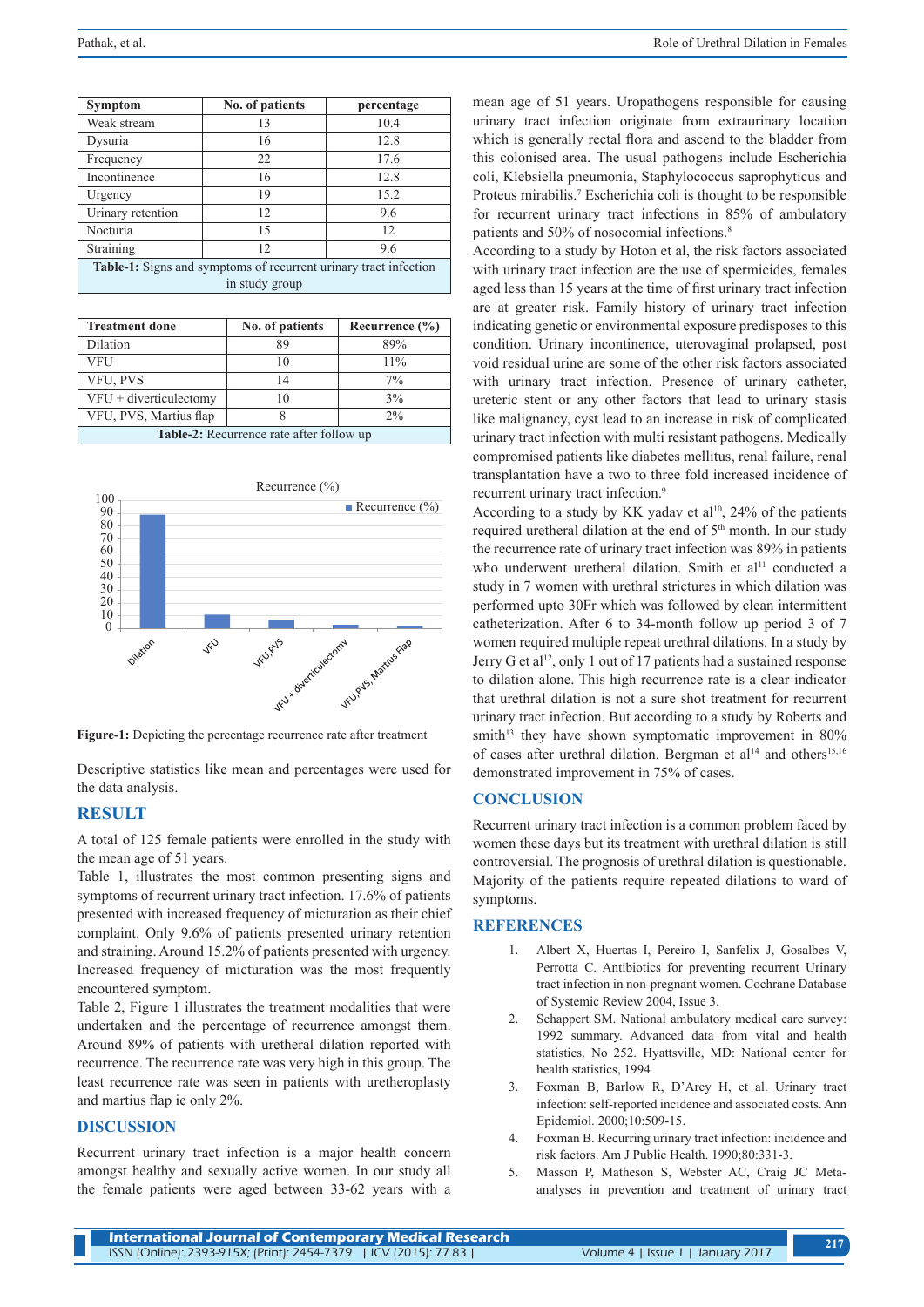| Symptom | No. of patients | percentage |
|---|---|---|
| Weak stream | 13 | 10.4 |
| Dysuria | 16 | 12.8 |
| Frequency | 22 | 17.6 |
| Incontinence | 16 | 12.8 |
| Urgency | 19 | 15.2 |
| Urinary retention | 12 | 9.6 |
| Nocturia | 15 | 12 |
| Straining | 12 | 9.6 |

**Table-1:** Signs and symptoms of recurrent urinary tract infection in study group

| Treatment done | No. of patients | Recurrence (%) |
|---|---|---|
| Dilation | 89 | 89% |
| VFU | 10 | 11% |
| VFU, PVS | 14 | 7% |
| VFU + diverticulectomy | 10 | 3% |
| VFU, PVS, Martius flap | 8 | 2% |

**Table-2:** Recurrence rate after follow up

**Figure-1:** Depicting the percentage recurrence rate after treatment

Descriptive statistics like mean and percentages were used for the data analysis.

## RESULT

A total of 125 female patients were enrolled in the study with the mean age of 51 years.

Table 1, illustrates the most common presenting signs and symptoms of recurrent urinary tract infection. 17.6% of patients presented with increased frequency of micturation as their chief complaint. Only 9.6% of patients presented urinary retention and straining. Around 15.2% of patients presented with urgency. Increased frequency of micturation was the most frequently encountered symptom.

Table 2, Figure 1 illustrates the treatment modalities that were undertaken and the percentage of recurrence amongst them. Around 89% of patients with uretheral dilation reported with recurrence. The recurrence rate was very high in this group. The least recurrence rate was seen in patients with uretheroplasty and martius flap ie only 2%.

## DISCUSSION

Recurrent urinary tract infection is a major health concern amongst healthy and sexually active women. In our study all the female patients were aged between 33-62 years with a mean age of 51 years. Uropathogens responsible for causing urinary tract infection originate from extraurinary location which is generally rectal flora and ascend to the bladder from this colonised area. The usual pathogens include Escherichia coli, Klebsiella pneumonia, Staphyloccocus saprophyticus and Proteus mirabilis.[7] Escherichia coli is thought to be responsible for recurrent urinary tract infections in 85% of ambulatory patients and 50% of nosocomial infections.[8]

According to a study by Hoton et al, the risk factors associated with urinary tract infection are the use of spermicides, females aged less than 15 years at the time of first urinary tract infection are at greater risk. Family history of urinary tract infection indicating genetic or environmental exposure predisposes to this condition. Urinary incontinence, uterovaginal prolapsed, post void residual urine are some of the other risk factors associated with urinary tract infection. Presence of urinary catheter, ureteric stent or any other factors that lead to urinary stasis like malignancy, cyst lead to an increase in risk of complicated urinary tract infection with multi resistant pathogens. Medically compromised patients like diabetes mellitus, renal failure, renal transplantation have a two to three fold increased incidence of recurrent urinary tract infection.[9]

According to a study by KK yadav et al[10], 24% of the patients required uretheral dilation at the end of 5[th] month. In our study the recurrence rate of urinary tract infection was 89% in patients who underwent uretheral dilation. Smith et al[11] conducted a study in 7 women with urethral strictures in which dilation was performed upto 30Fr which was followed by clean intermittent catheterization. After 6 to 34-month follow up period 3 of 7 women required multiple repeat urethral dilations. In a study by Jerry G et al[12], only 1 out of 17 patients had a sustained response to dilation alone. This high recurrence rate is a clear indicator that urethral dilation is not a sure shot treatment for recurrent urinary tract infection. But according to a study by Roberts and smith[13] they have shown symptomatic improvement in 80% of cases after urethral dilation. Bergman et al[14] and others[15,16] demonstrated improvement in 75% of cases.

## CONCLUSION

Recurrent urinary tract infection is a common problem faced by women these days but its treatment with urethral dilation is still controversial. The prognosis of urethral dilation is questionable. Majority of the patients require repeated dilations to ward of symptoms.

## REFERENCES

1. Albert X, Huertas I, Pereiro I, Sanfelix J, Gosalbes V, Perrotta C. Antibiotics for preventing recurrent Urinary tract infection in non-pregnant women. Cochrane Database of Systemic Review 2004, Issue 3.
2. Schappert SM. National ambulatory medical care survey: 1992 summary. Advanced data from vital and health statistics. No 252. Hyattsville, MD: National center for health statistics, 1994
3. Foxman B, Barlow R, D'Arcy H, et al. Urinary tract infection: self-reported incidence and associated costs. Ann Epidemiol. 2000;10:509-15.
4. Foxman B. Recurring urinary tract infection: incidence and risk factors. Am J Public Health. 1990;80:331-3.
5. Masson P, Matheson S, Webster AC, Craig JC Meta-analyses in prevention and treatment of urinary tract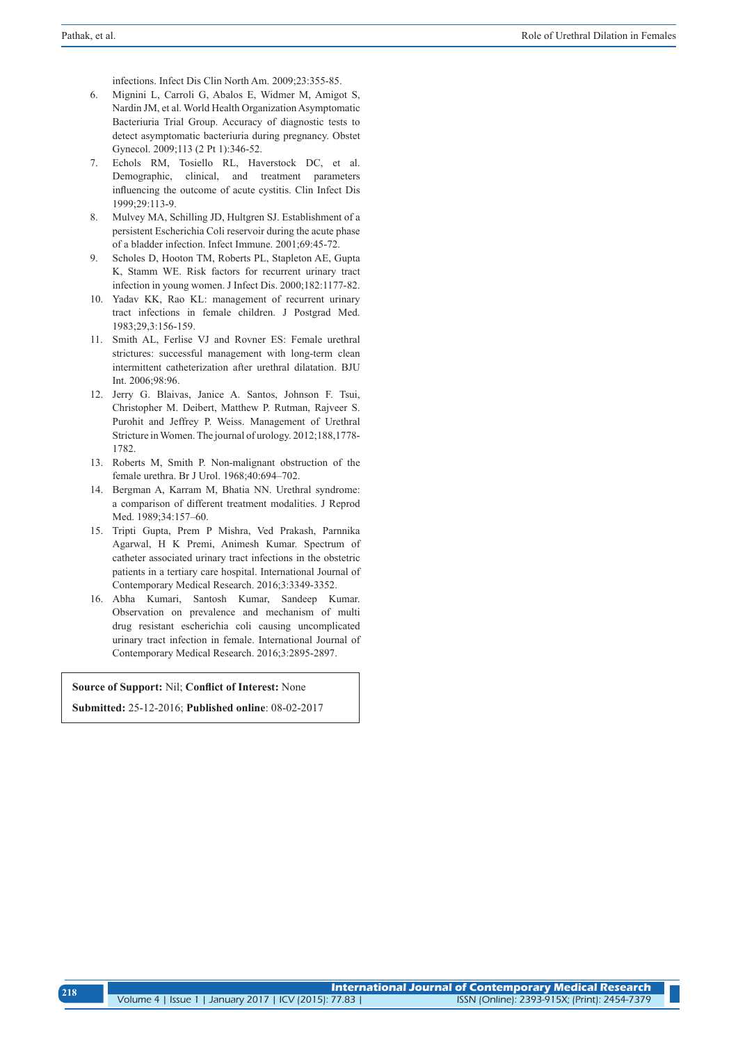infections. Infect Dis Clin North Am. 2009;23:355-85.

6. Mignini L, Carroli G, Abalos E, Widmer M, Amigot S, Nardin JM, et al. World Health Organization Asymptomatic Bacteriuria Trial Group. Accuracy of diagnostic tests to detect asymptomatic bacteriuria during pregnancy. Obstet Gynecol. 2009;113 (2 Pt 1):346-52.
7. Echols RM, Tosiello RL, Haverstock DC, et al. Demographic, clinical, and treatment parameters influencing the outcome of acute cystitis. Clin Infect Dis 1999;29:113-9.
8. Mulvey MA, Schilling JD, Hultgren SJ. Establishment of a persistent Escherichia Coli reservoir during the acute phase of a bladder infection. Infect Immune. 2001;69:45-72.
9. Scholes D, Hooton TM, Roberts PL, Stapleton AE, Gupta K, Stamm WE. Risk factors for recurrent urinary tract infection in young women. J Infect Dis. 2000;182:1177-82.
10. Yadav KK, Rao KL: management of recurrent urinary tract infections in female children. J Postgrad Med. 1983;29,3:156-159.
11. Smith AL, Ferlise VJ and Rovner ES: Female urethral strictures: successful management with long-term clean intermittent catheterization after urethral dilatation. BJU Int. 2006;98:96.
12. Jerry G. Blaivas, Janice A. Santos, Johnson F. Tsui, Christopher M. Deibert, Matthew P. Rutman, Rajveer S. Purohit and Jeffrey P. Weiss. Management of Urethral Stricture in Women. The journal of urology. 2012;188,1778-1782.
13. Roberts M, Smith P. Non-malignant obstruction of the female urethra. Br J Urol. 1968;40:694–702.
14. Bergman A, Karram M, Bhatia NN. Urethral syndrome: a comparison of different treatment modalities. J Reprod Med. 1989;34:157–60.
15. Tripti Gupta, Prem P Mishra, Ved Prakash, Parnnika Agarwal, H K Premi, Animesh Kumar. Spectrum of catheter associated urinary tract infections in the obstetric patients in a tertiary care hospital. International Journal of Contemporary Medical Research. 2016;3:3349-3352.
16. Abha Kumari, Santosh Kumar, Sandeep Kumar. Observation on prevalence and mechanism of multi drug resistant escherichia coli causing uncomplicated urinary tract infection in female. International Journal of Contemporary Medical Research. 2016;3:2895-2897.

**Source of Support:** Nil; **Conflict of Interest:** None

**Submitted:** 25-12-2016; **Published online**: 08-02-2017